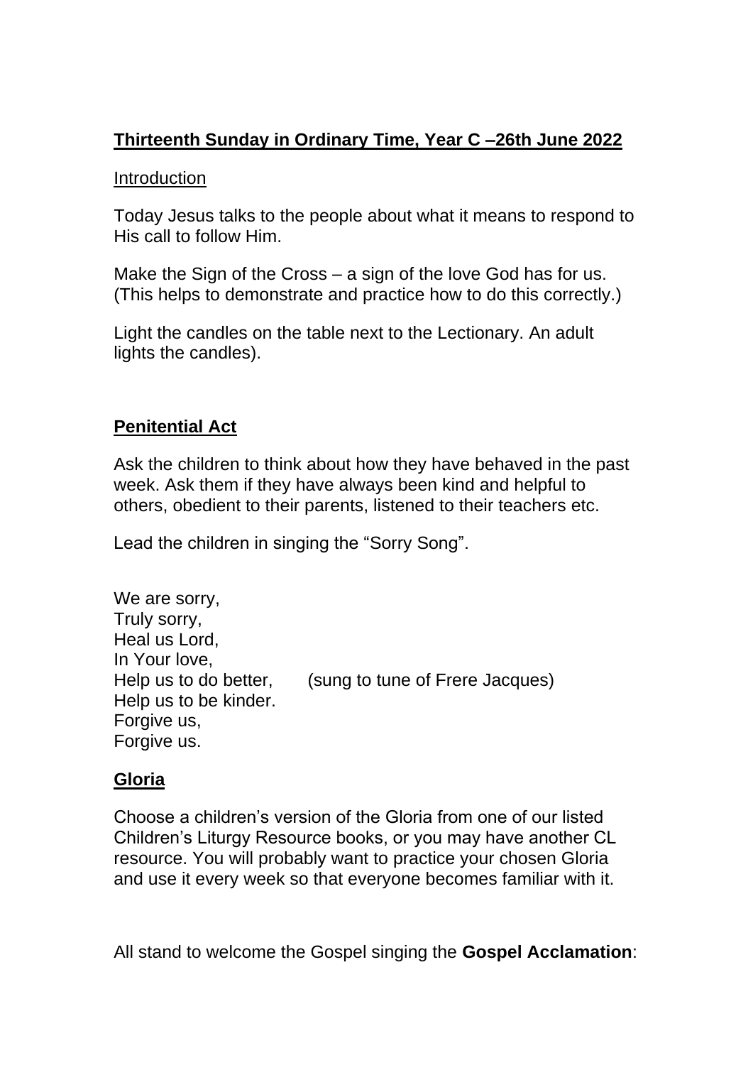## Thirteenth Sunday in Ordinary Time, Year C –26th June 2022

Introduction

Today Jesus talks to the people about what it means to respond to His call to follow Him.

Make the Sign of the Cross – a sign of the love God has for us. (This helps to demonstrate and practice how to do this correctly.)

Light the candles on the table next to the Lectionary. An adult lights the candles).

### Penitential Act

Ask the children to think about how they have behaved in the past week. Ask them if they have always been kind and helpful to others, obedient to their parents, listened to their teachers etc.

Lead the children in singing the "Sorry Song".

We are sorry,
Truly sorry,
Heal us Lord,
In Your love,
Help us to do better, (sung to tune of Frere Jacques)
Help us to be kinder.
Forgive us,
Forgive us.

### Gloria

Choose a children's version of the Gloria from one of our listed Children's Liturgy Resource books, or you may have another CL resource. You will probably want to practice your chosen Gloria and use it every week so that everyone becomes familiar with it.

All stand to welcome the Gospel singing the **Gospel Acclamation**: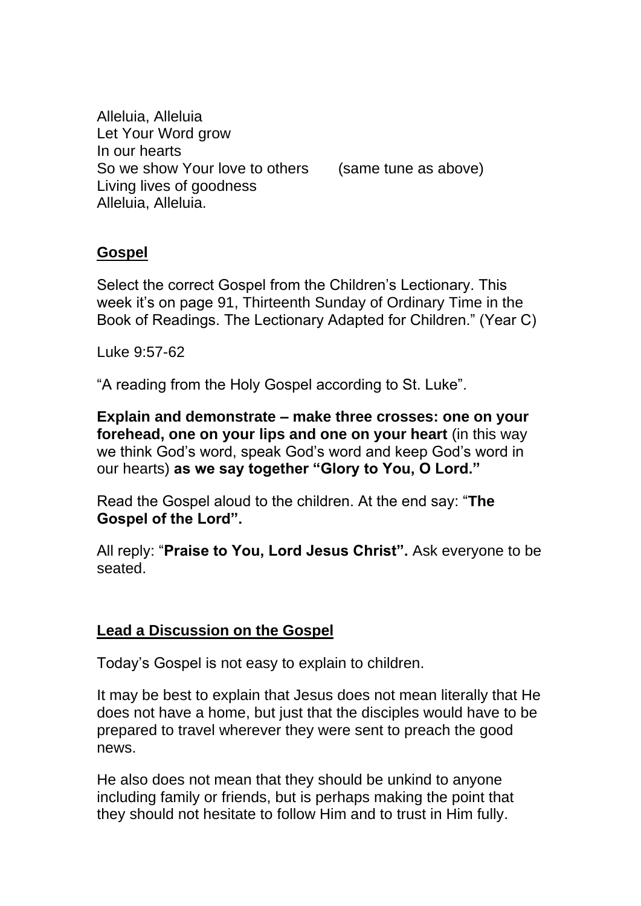Alleluia, Alleluia  
Let Your Word grow  
In our hearts  
So we show Your love to others (same tune as above)  
Living lives of goodness  
Alleluia, Alleluia.

## Gospel

Select the correct Gospel from the Children's Lectionary. This week it's on page 91, Thirteenth Sunday of Ordinary Time in the Book of Readings. The Lectionary Adapted for Children." (Year C)

Luke 9:57-62

"A reading from the Holy Gospel according to St. Luke".

**Explain and demonstrate – make three crosses: one on your forehead, one on your lips and one on your heart** (in this way we think God's word, speak God's word and keep God's word in our hearts) **as we say together "Glory to You, O Lord."**

Read the Gospel aloud to the children. At the end say: "**The Gospel of the Lord".**

All reply: "**Praise to You, Lord Jesus Christ".** Ask everyone to be seated.

## Lead a Discussion on the Gospel

Today's Gospel is not easy to explain to children.

It may be best to explain that Jesus does not mean literally that He does not have a home, but just that the disciples would have to be prepared to travel wherever they were sent to preach the good news.

He also does not mean that they should be unkind to anyone including family or friends, but is perhaps making the point that they should not hesitate to follow Him and to trust in Him fully.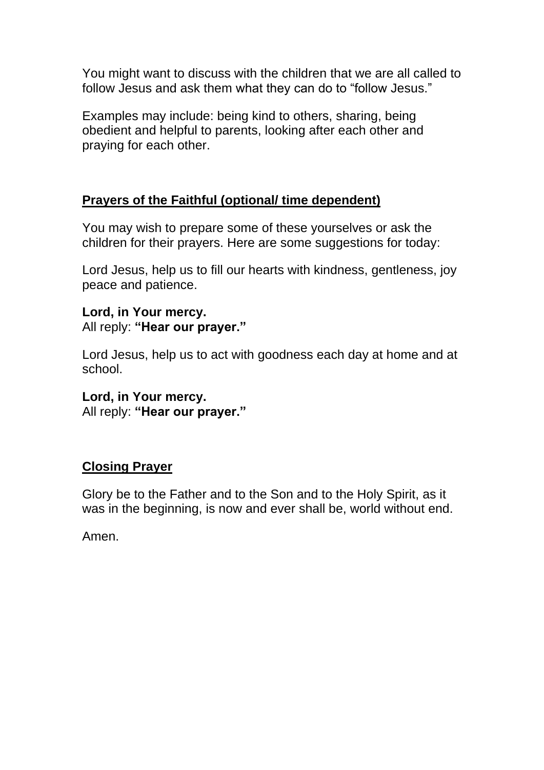You might want to discuss with the children that we are all called to follow Jesus and ask them what they can do to "follow Jesus."

Examples may include: being kind to others, sharing, being obedient and helpful to parents, looking after each other and praying for each other.

## Prayers of the Faithful (optional/ time dependent)

You may wish to prepare some of these yourselves or ask the children for their prayers. Here are some suggestions for today:

Lord Jesus, help us to fill our hearts with kindness, gentleness, joy peace and patience.

**Lord, in Your mercy.**
All reply: **"Hear our prayer."**

Lord Jesus, help us to act with goodness each day at home and at school.

**Lord, in Your mercy.**
All reply: **"Hear our prayer."**

## Closing Prayer

Glory be to the Father and to the Son and to the Holy Spirit, as it was in the beginning, is now and ever shall be, world without end.

Amen.